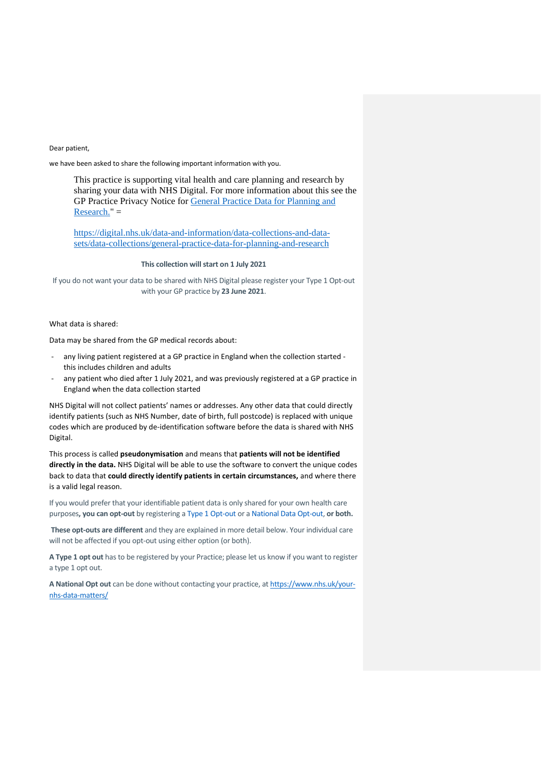Dear patient,

we have been asked to share the following important information with you.

> This practice is supporting vital health and care planning and research by sharing your data with NHS Digital. For more information about this see the GP Practice Privacy Notice for [General Practice Data for Planning and Research.](https://digital.nhs.uk/data-and-information/data-collections-and-data-sets/data-collections/general-practice-data-for-planning-and-research)" =
>
> https://digital.nhs.uk/data-and-information/data-collections-and-data-sets/data-collections/general-practice-data-for-planning-and-research

**This collection will start on 1 July 2021**

If you do not want your data to be shared with NHS Digital please register your Type 1 Opt-out with your GP practice by **23 June 2021**.

What data is shared:

Data may be shared from the GP medical records about:

- any living patient registered at a GP practice in England when the collection started - this includes children and adults
- any patient who died after 1 July 2021, and was previously registered at a GP practice in England when the data collection started

NHS Digital will not collect patients' names or addresses. Any other data that could directly identify patients (such as NHS Number, date of birth, full postcode) is replaced with unique codes which are produced by de-identification software before the data is shared with NHS Digital.

This process is called **pseudonymisation** and means that **patients will not be identified directly in the data.** NHS Digital will be able to use the software to convert the unique codes back to data that **could directly identify patients in certain circumstances,** and where there is a valid legal reason.

If you would prefer that your identifiable patient data is only shared for your own health care purposes**, you can opt-out** by registering a Type 1 Opt-out or a National Data Opt-out, **or both.**

**These opt-outs are different** and they are explained in more detail below. Your individual care will not be affected if you opt-out using either option (or both).

**A Type 1 opt out** has to be registered by your Practice; please let us know if you want to register a type 1 opt out.

**A National Opt out** can be done without contacting your practice, at https://www.nhs.uk/your-nhs-data-matters/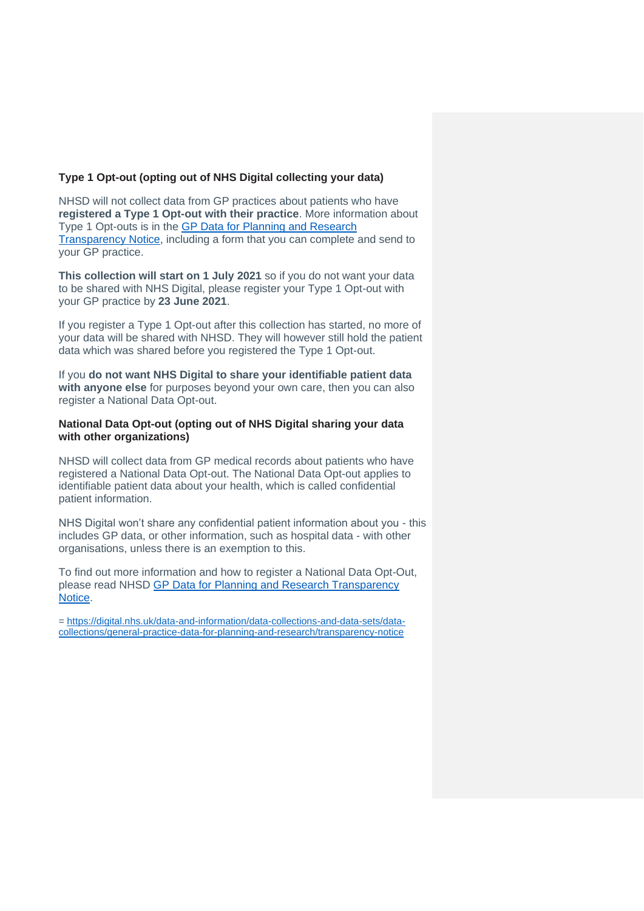**Type 1 Opt-out (opting out of NHS Digital collecting your data)**

NHSD will not collect data from GP practices about patients who have **registered a Type 1 Opt-out with their practice**. More information about Type 1 Opt-outs is in the [GP Data for Planning and Research Transparency Notice](https://digital.nhs.uk/data-and-information/data-collections-and-data-sets/data-collections/general-practice-data-for-planning-and-research/transparency-notice), including a form that you can complete and send to your GP practice.

**This collection will start on 1 July 2021** so if you do not want your data to be shared with NHS Digital, please register your Type 1 Opt-out with your GP practice by **23 June 2021**.

If you register a Type 1 Opt-out after this collection has started, no more of your data will be shared with NHSD. They will however still hold the patient data which was shared before you registered the Type 1 Opt-out.

If you **do not want NHS Digital to share your identifiable patient data with anyone else** for purposes beyond your own care, then you can also register a National Data Opt-out.

**National Data Opt-out (opting out of NHS Digital sharing your data with other organizations)**

NHSD will collect data from GP medical records about patients who have registered a National Data Opt-out. The National Data Opt-out applies to identifiable patient data about your health, which is called confidential patient information.

NHS Digital won't share any confidential patient information about you - this includes GP data, or other information, such as hospital data - with other organisations, unless there is an exemption to this.

To find out more information and how to register a National Data Opt-Out, please read NHSD [GP Data for Planning and Research Transparency Notice](https://digital.nhs.uk/data-and-information/data-collections-and-data-sets/data-collections/general-practice-data-for-planning-and-research/transparency-notice).

= https://digital.nhs.uk/data-and-information/data-collections-and-data-sets/data-collections/general-practice-data-for-planning-and-research/transparency-notice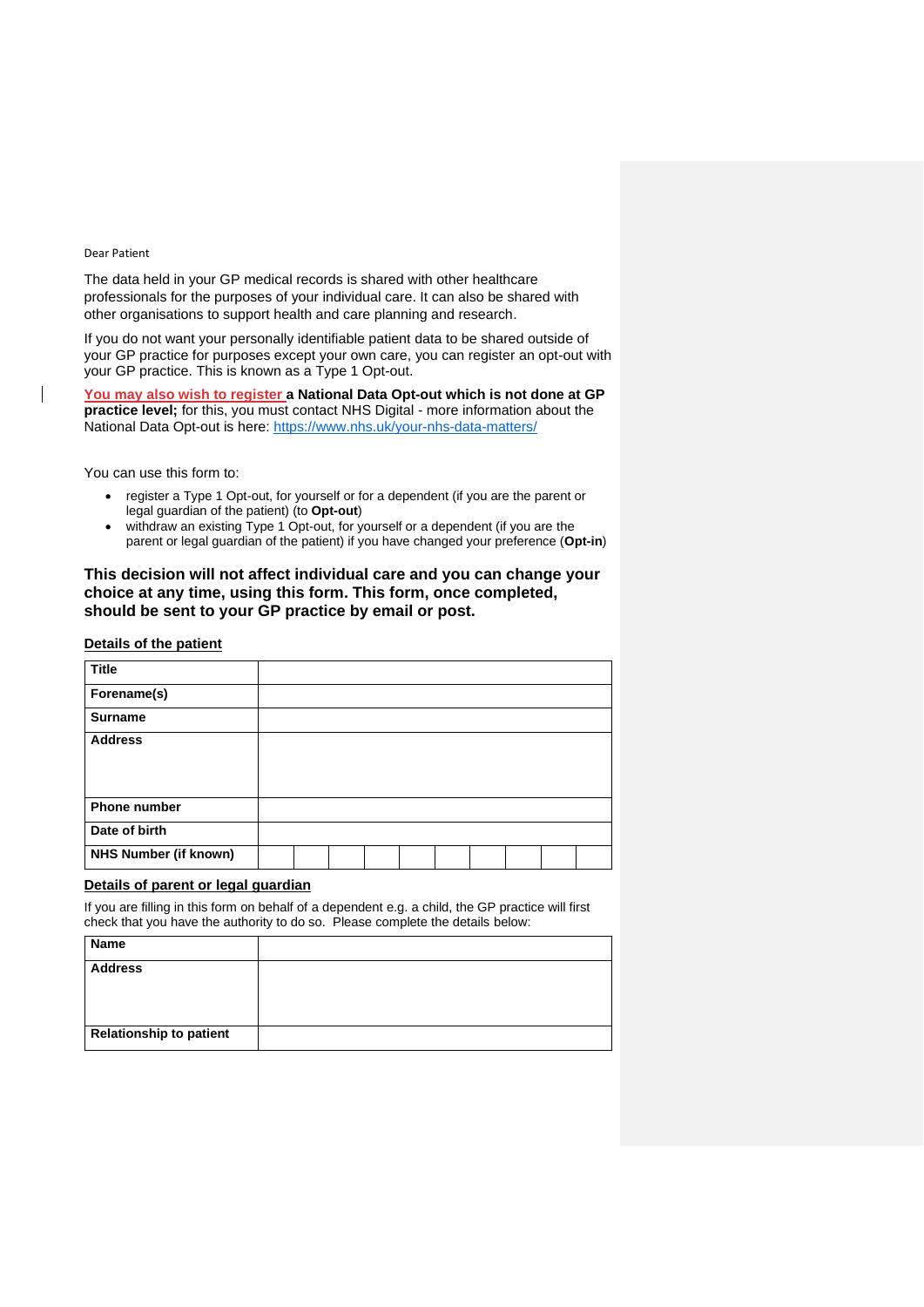Dear Patient

The data held in your GP medical records is shared with other healthcare professionals for the purposes of your individual care. It can also be shared with other organisations to support health and care planning and research.

If you do not want your personally identifiable patient data to be shared outside of your GP practice for purposes except your own care, you can register an opt-out with your GP practice. This is known as a Type 1 Opt-out.

You may also wish to register **a National Data Opt-out which is not done at GP practice level;** for this, you must contact NHS Digital - more information about the National Data Opt-out is here: https://www.nhs.uk/your-nhs-data-matters/

You can use this form to:

- register a Type 1 Opt-out, for yourself or for a dependent (if you are the parent or legal guardian of the patient) (to **Opt-out**)
- withdraw an existing Type 1 Opt-out, for yourself or a dependent (if you are the parent or legal guardian of the patient) if you have changed your preference (**Opt-in**)

**This decision will not affect individual care and you can change your choice at any time, using this form. This form, once completed, should be sent to your GP practice by email or post.**

**Details of the patient**

| **Title** | | | | | | | | | | |
|---|---|---|---|---|---|---|---|---|---|---|
| **Forename(s)** | | | | | | | | | | |
| **Surname** | | | | | | | | | | |
| **Address** | | | | | | | | | | |
| **Phone number** | | | | | | | | | | |
| **Date of birth** | | | | | | | | | | |
| **NHS Number (if known)** | | | | | | | | | | |

**Details of parent or legal guardian**

If you are filling in this form on behalf of a dependent e.g. a child, the GP practice will first check that you have the authority to do so. Please complete the details below:

| **Name** | |
|---|---|
| **Address** | |
| **Relationship to patient** | |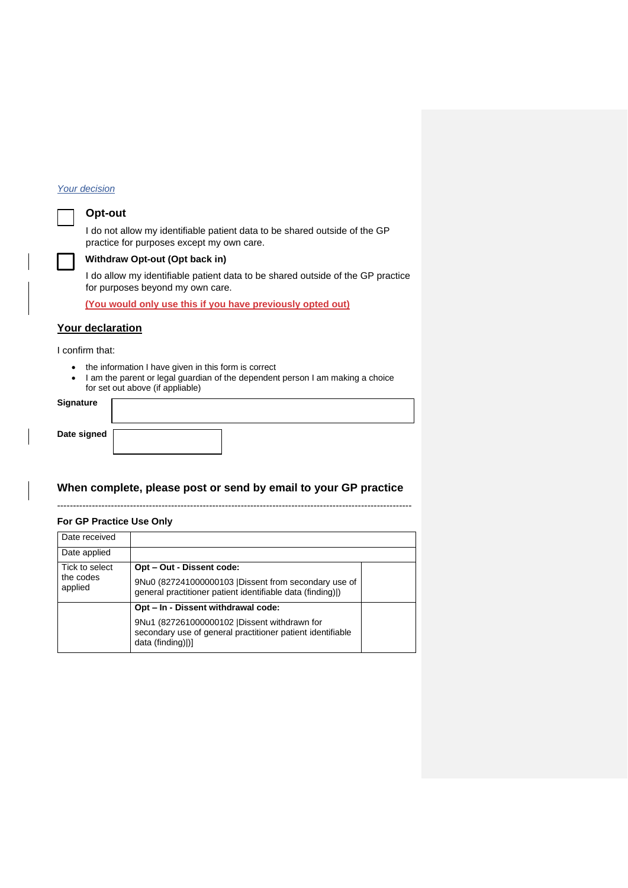*Your decision*

☐ **Opt-out**

I do not allow my identifiable patient data to be shared outside of the GP practice for purposes except my own care.

☐ **Withdraw Opt-out (Opt back in)**

I do allow my identifiable patient data to be shared outside of the GP practice for purposes beyond my own care.

**(You would only use this if you have previously opted out)**

## Your declaration

I confirm that:

- the information I have given in this form is correct
- I am the parent or legal guardian of the dependent person I am making a choice for set out above (if appliable)

**Signature**

**Date signed**

### When complete, please post or send by email to your GP practice

---

**For GP Practice Use Only**

| | | |
|---|---|---|
| Date received | | |
| Date applied | | |
| Tick to select the codes applied | **Opt – Out - Dissent code:**<br>9Nu0 (827241000000103 \|Dissent from secondary use of general practitioner patient identifiable data (finding)\|) | |
| | **Opt – In - Dissent withdrawal code:**<br>9Nu1 (827261000000102 \|Dissent withdrawn for secondary use of general practitioner patient identifiable data (finding)\|)] | |